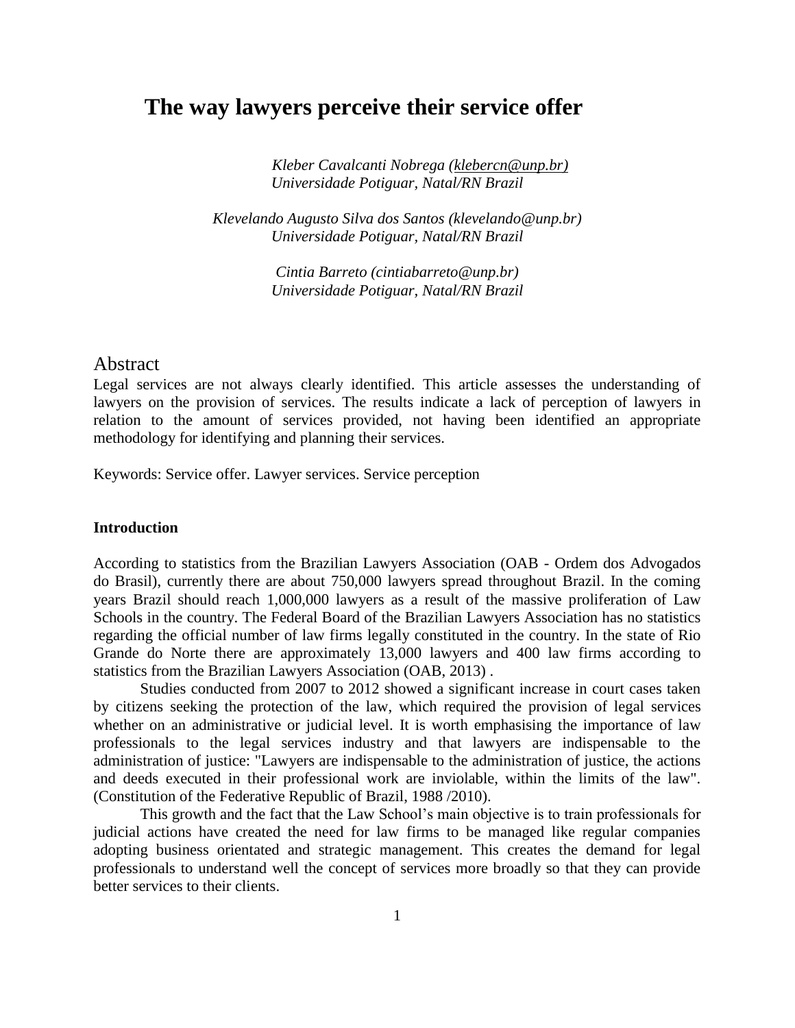# The way lawyers perceive their service offer

*Kleber Cavalcanti Nobrega (klebercn@unp.br)*
*Universidade Potiguar, Natal/RN Brazil*

*Klevelando Augusto Silva dos Santos (klevelando@unp.br)*
*Universidade Potiguar, Natal/RN Brazil*

*Cintia Barreto (cintiabarreto@unp.br)*
*Universidade Potiguar, Natal/RN Brazil*

## Abstract

Legal services are not always clearly identified. This article assesses the understanding of lawyers on the provision of services. The results indicate a lack of perception of lawyers in relation to the amount of services provided, not having been identified an appropriate methodology for identifying and planning their services.

Keywords: Service offer. Lawyer services. Service perception

### Introduction

According to statistics from the Brazilian Lawyers Association (OAB - Ordem dos Advogados do Brasil), currently there are about 750,000 lawyers spread throughout Brazil. In the coming years Brazil should reach 1,000,000 lawyers as a result of the massive proliferation of Law Schools in the country. The Federal Board of the Brazilian Lawyers Association has no statistics regarding the official number of law firms legally constituted in the country. In the state of Rio Grande do Norte there are approximately 13,000 lawyers and 400 law firms according to statistics from the Brazilian Lawyers Association (OAB, 2013) .

Studies conducted from 2007 to 2012 showed a significant increase in court cases taken by citizens seeking the protection of the law, which required the provision of legal services whether on an administrative or judicial level. It is worth emphasising the importance of law professionals to the legal services industry and that lawyers are indispensable to the administration of justice: "Lawyers are indispensable to the administration of justice, the actions and deeds executed in their professional work are inviolable, within the limits of the law". (Constitution of the Federative Republic of Brazil, 1988 /2010).

This growth and the fact that the Law School's main objective is to train professionals for judicial actions have created the need for law firms to be managed like regular companies adopting business orientated and strategic management. This creates the demand for legal professionals to understand well the concept of services more broadly so that they can provide better services to their clients.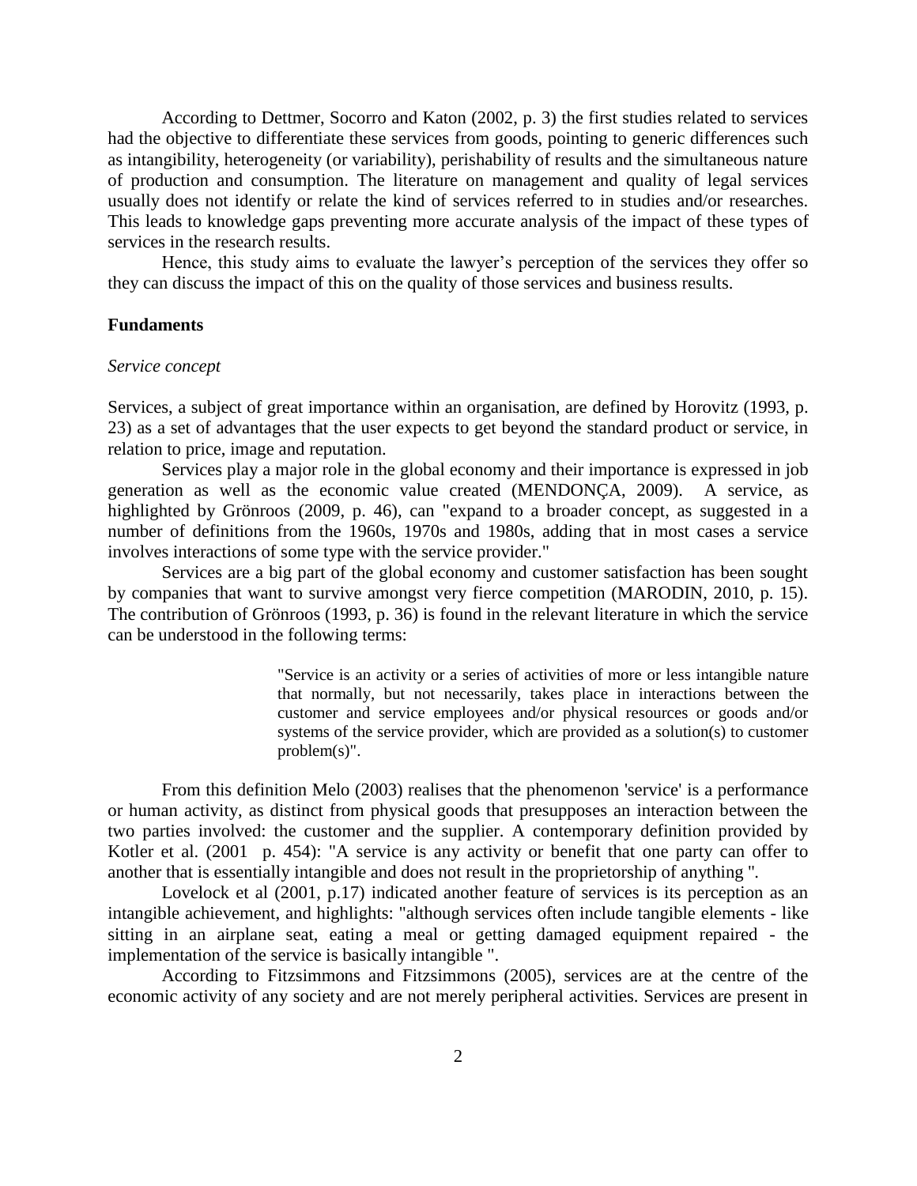According to Dettmer, Socorro and Katon (2002, p. 3) the first studies related to services had the objective to differentiate these services from goods, pointing to generic differences such as intangibility, heterogeneity (or variability), perishability of results and the simultaneous nature of production and consumption. The literature on management and quality of legal services usually does not identify or relate the kind of services referred to in studies and/or researches. This leads to knowledge gaps preventing more accurate analysis of the impact of these types of services in the research results.

Hence, this study aims to evaluate the lawyer's perception of the services they offer so they can discuss the impact of this on the quality of those services and business results.

## Fundaments

### *Service concept*

Services, a subject of great importance within an organisation, are defined by Horovitz (1993, p. 23) as a set of advantages that the user expects to get beyond the standard product or service, in relation to price, image and reputation.

Services play a major role in the global economy and their importance is expressed in job generation as well as the economic value created (MENDONÇA, 2009). A service, as highlighted by Grönroos (2009, p. 46), can "expand to a broader concept, as suggested in a number of definitions from the 1960s, 1970s and 1980s, adding that in most cases a service involves interactions of some type with the service provider."

Services are a big part of the global economy and customer satisfaction has been sought by companies that want to survive amongst very fierce competition (MARODIN, 2010, p. 15). The contribution of Grönroos (1993, p. 36) is found in the relevant literature in which the service can be understood in the following terms:

> "Service is an activity or a series of activities of more or less intangible nature that normally, but not necessarily, takes place in interactions between the customer and service employees and/or physical resources or goods and/or systems of the service provider, which are provided as a solution(s) to customer problem(s)".

From this definition Melo (2003) realises that the phenomenon 'service' is a performance or human activity, as distinct from physical goods that presupposes an interaction between the two parties involved: the customer and the supplier. A contemporary definition provided by Kotler et al. (2001 p. 454): "A service is any activity or benefit that one party can offer to another that is essentially intangible and does not result in the proprietorship of anything ".

Lovelock et al (2001, p.17) indicated another feature of services is its perception as an intangible achievement, and highlights: "although services often include tangible elements - like sitting in an airplane seat, eating a meal or getting damaged equipment repaired - the implementation of the service is basically intangible ".

According to Fitzsimmons and Fitzsimmons (2005), services are at the centre of the economic activity of any society and are not merely peripheral activities. Services are present in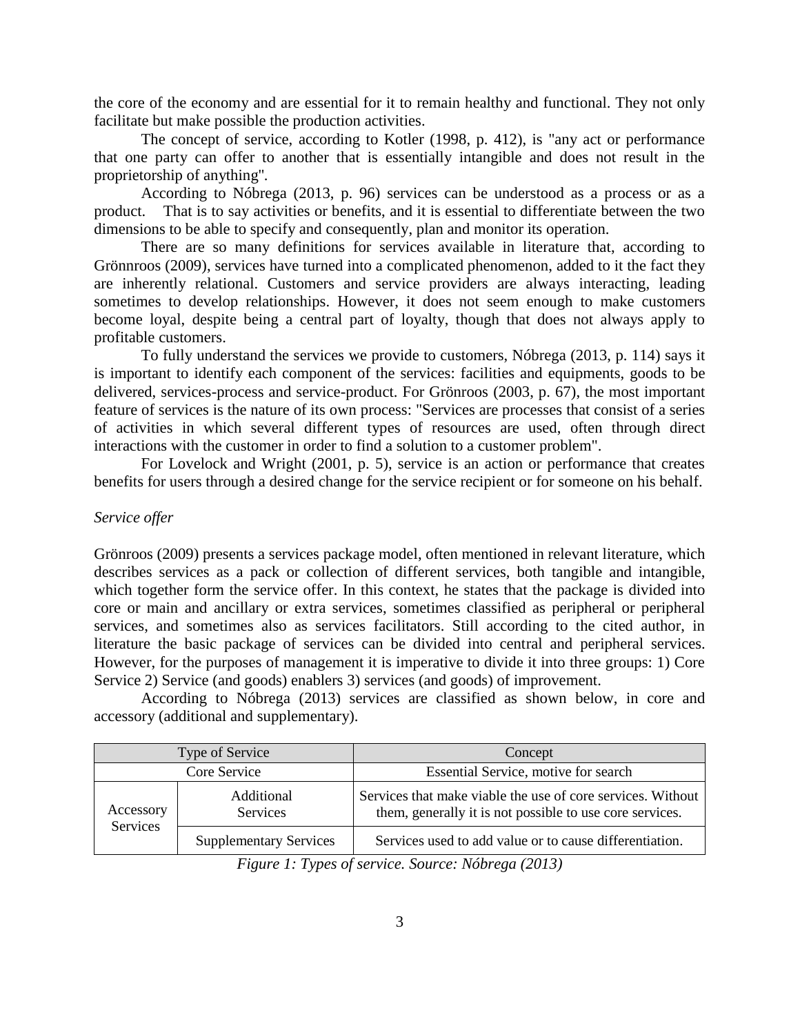the core of the economy and are essential for it to remain healthy and functional. They not only facilitate but make possible the production activities.

The concept of service, according to Kotler (1998, p. 412), is "any act or performance that one party can offer to another that is essentially intangible and does not result in the proprietorship of anything".

According to Nóbrega (2013, p. 96) services can be understood as a process or as a product. That is to say activities or benefits, and it is essential to differentiate between the two dimensions to be able to specify and consequently, plan and monitor its operation.

There are so many definitions for services available in literature that, according to Grönnroos (2009), services have turned into a complicated phenomenon, added to it the fact they are inherently relational. Customers and service providers are always interacting, leading sometimes to develop relationships. However, it does not seem enough to make customers become loyal, despite being a central part of loyalty, though that does not always apply to profitable customers.

To fully understand the services we provide to customers, Nóbrega (2013, p. 114) says it is important to identify each component of the services: facilities and equipments, goods to be delivered, services-process and service-product. For Grönroos (2003, p. 67), the most important feature of services is the nature of its own process: "Services are processes that consist of a series of activities in which several different types of resources are used, often through direct interactions with the customer in order to find a solution to a customer problem".

For Lovelock and Wright (2001, p. 5), service is an action or performance that creates benefits for users through a desired change for the service recipient or for someone on his behalf.

*Service offer*

Grönroos (2009) presents a services package model, often mentioned in relevant literature, which describes services as a pack or collection of different services, both tangible and intangible, which together form the service offer. In this context, he states that the package is divided into core or main and ancillary or extra services, sometimes classified as peripheral or peripheral services, and sometimes also as services facilitators. Still according to the cited author, in literature the basic package of services can be divided into central and peripheral services. However, for the purposes of management it is imperative to divide it into three groups: 1) Core Service 2) Service (and goods) enablers 3) services (and goods) of improvement.

According to Nóbrega (2013) services are classified as shown below, in core and accessory (additional and supplementary).

| Type of Service | | Concept |
|---|---|---|
| Core Service | | Essential Service, motive for search |
| Accessory Services | Additional Services | Services that make viable the use of core services. Without them, generally it is not possible to use core services. |
| | Supplementary Services | Services used to add value or to cause differentiation. |

*Figure 1: Types of service. Source: Nóbrega (2013)*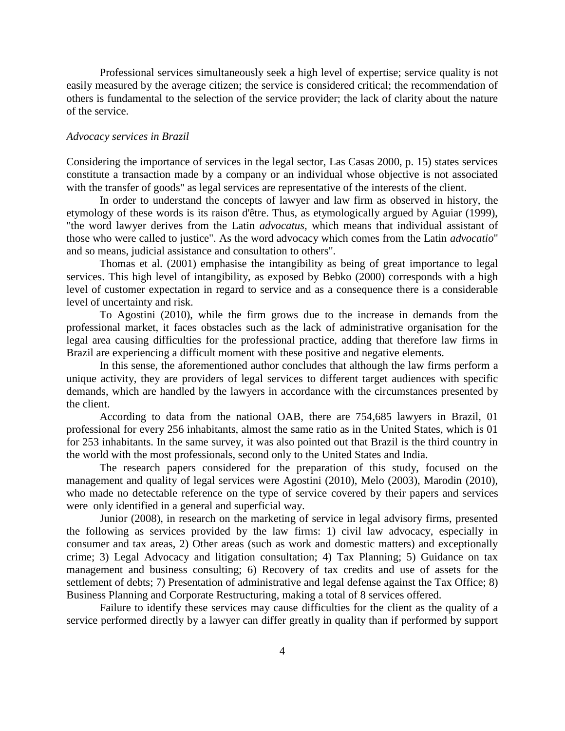Professional services simultaneously seek a high level of expertise; service quality is not easily measured by the average citizen; the service is considered critical; the recommendation of others is fundamental to the selection of the service provider; the lack of clarity about the nature of the service.

*Advocacy services in Brazil*

Considering the importance of services in the legal sector, Las Casas 2000, p. 15) states services constitute a transaction made by a company or an individual whose objective is not associated with the transfer of goods" as legal services are representative of the interests of the client.

In order to understand the concepts of lawyer and law firm as observed in history, the etymology of these words is its raison d'être. Thus, as etymologically argued by Aguiar (1999), "the word lawyer derives from the Latin *advocatus*, which means that individual assistant of those who were called to justice". As the word advocacy which comes from the Latin *advocatio*" and so means, judicial assistance and consultation to others".

Thomas et al. (2001) emphasise the intangibility as being of great importance to legal services. This high level of intangibility, as exposed by Bebko (2000) corresponds with a high level of customer expectation in regard to service and as a consequence there is a considerable level of uncertainty and risk.

To Agostini (2010), while the firm grows due to the increase in demands from the professional market, it faces obstacles such as the lack of administrative organisation for the legal area causing difficulties for the professional practice, adding that therefore law firms in Brazil are experiencing a difficult moment with these positive and negative elements.

In this sense, the aforementioned author concludes that although the law firms perform a unique activity, they are providers of legal services to different target audiences with specific demands, which are handled by the lawyers in accordance with the circumstances presented by the client.

According to data from the national OAB, there are 754,685 lawyers in Brazil, 01 professional for every 256 inhabitants, almost the same ratio as in the United States, which is 01 for 253 inhabitants. In the same survey, it was also pointed out that Brazil is the third country in the world with the most professionals, second only to the United States and India.

The research papers considered for the preparation of this study, focused on the management and quality of legal services were Agostini (2010), Melo (2003), Marodin (2010), who made no detectable reference on the type of service covered by their papers and services were only identified in a general and superficial way.

Junior (2008), in research on the marketing of service in legal advisory firms, presented the following as services provided by the law firms: 1) civil law advocacy, especially in consumer and tax areas, 2) Other areas (such as work and domestic matters) and exceptionally crime; 3) Legal Advocacy and litigation consultation; 4) Tax Planning; 5) Guidance on tax management and business consulting; 6) Recovery of tax credits and use of assets for the settlement of debts; 7) Presentation of administrative and legal defense against the Tax Office; 8) Business Planning and Corporate Restructuring, making a total of 8 services offered.

Failure to identify these services may cause difficulties for the client as the quality of a service performed directly by a lawyer can differ greatly in quality than if performed by support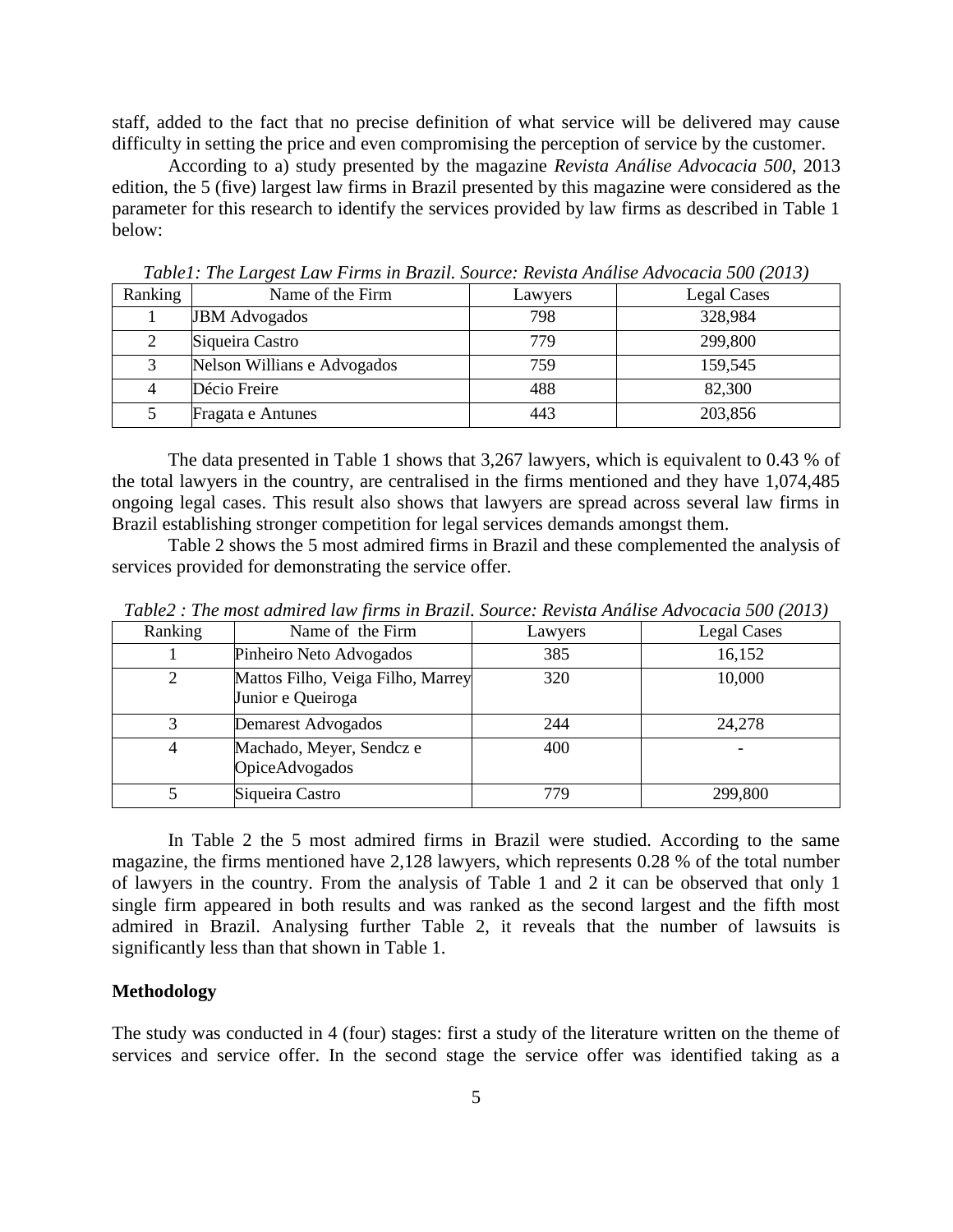staff, added to the fact that no precise definition of what service will be delivered may cause difficulty in setting the price and even compromising the perception of service by the customer.

According to a) study presented by the magazine *Revista Análise Advocacia 500*, 2013 edition, the 5 (five) largest law firms in Brazil presented by this magazine were considered as the parameter for this research to identify the services provided by law firms as described in Table 1 below:

*Table1: The Largest Law Firms in Brazil. Source: Revista Análise Advocacia 500 (2013)*

| Ranking | Name of the Firm | Lawyers | Legal Cases |
|---|---|---|---|
| 1 | JBM Advogados | 798 | 328,984 |
| 2 | Siqueira Castro | 779 | 299,800 |
| 3 | Nelson Willians e Advogados | 759 | 159,545 |
| 4 | Décio Freire | 488 | 82,300 |
| 5 | Fragata e Antunes | 443 | 203,856 |

The data presented in Table 1 shows that 3,267 lawyers, which is equivalent to 0.43 % of the total lawyers in the country, are centralised in the firms mentioned and they have 1,074,485 ongoing legal cases. This result also shows that lawyers are spread across several law firms in Brazil establishing stronger competition for legal services demands amongst them.

Table 2 shows the 5 most admired firms in Brazil and these complemented the analysis of services provided for demonstrating the service offer.

*Table2 : The most admired law firms in Brazil. Source: Revista Análise Advocacia 500 (2013)*

| Ranking | Name of the Firm | Lawyers | Legal Cases |
|---|---|---|---|
| 1 | Pinheiro Neto Advogados | 385 | 16,152 |
| 2 | Mattos Filho, Veiga Filho, Marrey Junior e Queiroga | 320 | 10,000 |
| 3 | Demarest Advogados | 244 | 24,278 |
| 4 | Machado, Meyer, Sendcz e OpiceAdvogados | 400 | - |
| 5 | Siqueira Castro | 779 | 299,800 |

In Table 2 the 5 most admired firms in Brazil were studied. According to the same magazine, the firms mentioned have 2,128 lawyers, which represents 0.28 % of the total number of lawyers in the country. From the analysis of Table 1 and 2 it can be observed that only 1 single firm appeared in both results and was ranked as the second largest and the fifth most admired in Brazil. Analysing further Table 2, it reveals that the number of lawsuits is significantly less than that shown in Table 1.

## Methodology

The study was conducted in 4 (four) stages: first a study of the literature written on the theme of services and service offer. In the second stage the service offer was identified taking as a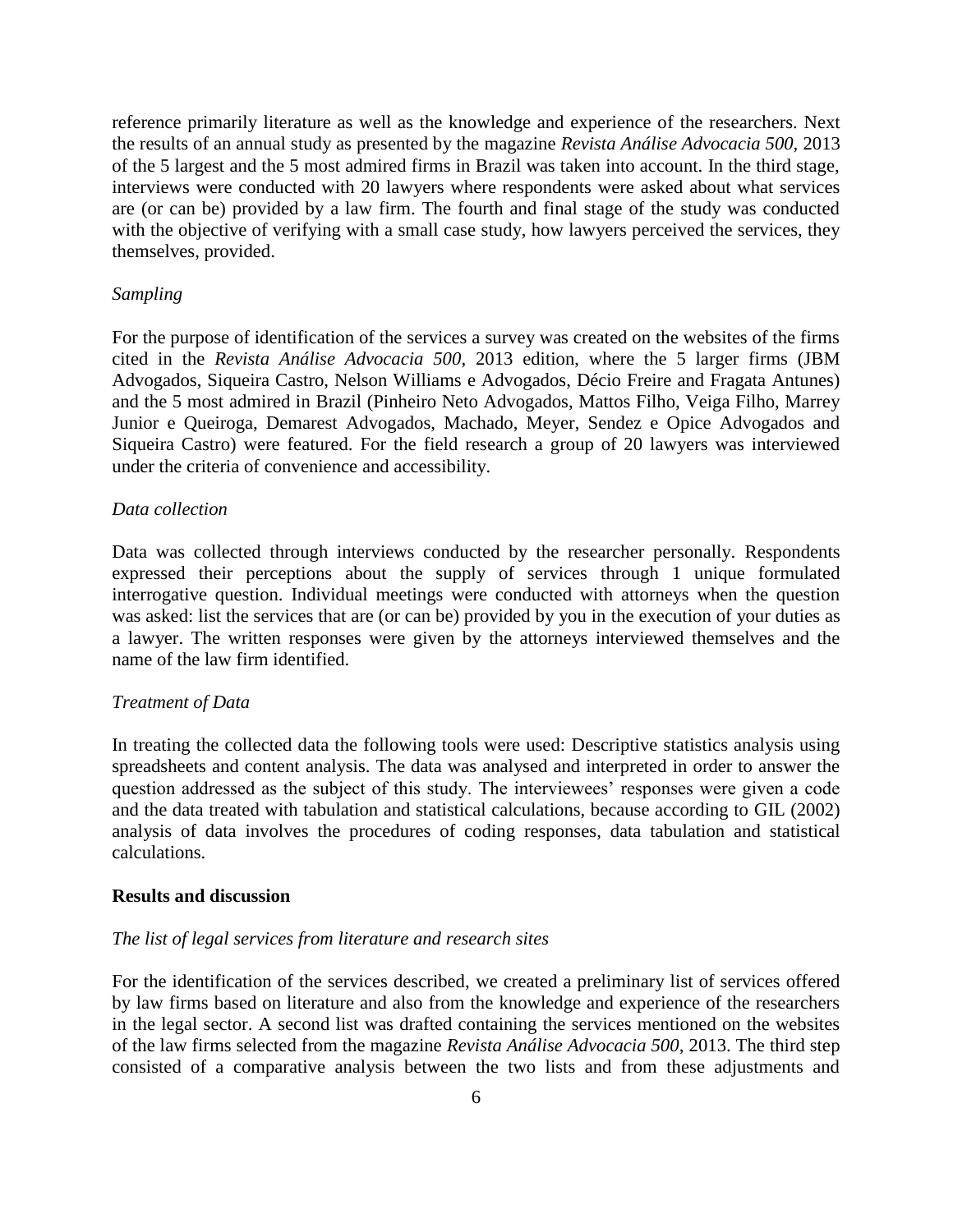reference primarily literature as well as the knowledge and experience of the researchers. Next the results of an annual study as presented by the magazine *Revista Análise Advocacia 500,* 2013 of the 5 largest and the 5 most admired firms in Brazil was taken into account. In the third stage, interviews were conducted with 20 lawyers where respondents were asked about what services are (or can be) provided by a law firm. The fourth and final stage of the study was conducted with the objective of verifying with a small case study, how lawyers perceived the services, they themselves, provided.

*Sampling*

For the purpose of identification of the services a survey was created on the websites of the firms cited in the *Revista Análise Advocacia 500*, 2013 edition, where the 5 larger firms (JBM Advogados, Siqueira Castro, Nelson Williams e Advogados, Décio Freire and Fragata Antunes) and the 5 most admired in Brazil (Pinheiro Neto Advogados, Mattos Filho, Veiga Filho, Marrey Junior e Queiroga, Demarest Advogados, Machado, Meyer, Sendez e Opice Advogados and Siqueira Castro) were featured. For the field research a group of 20 lawyers was interviewed under the criteria of convenience and accessibility.

*Data collection*

Data was collected through interviews conducted by the researcher personally. Respondents expressed their perceptions about the supply of services through 1 unique formulated interrogative question. Individual meetings were conducted with attorneys when the question was asked: list the services that are (or can be) provided by you in the execution of your duties as a lawyer. The written responses were given by the attorneys interviewed themselves and the name of the law firm identified.

*Treatment of Data*

In treating the collected data the following tools were used: Descriptive statistics analysis using spreadsheets and content analysis. The data was analysed and interpreted in order to answer the question addressed as the subject of this study. The interviewees' responses were given a code and the data treated with tabulation and statistical calculations, because according to GIL (2002) analysis of data involves the procedures of coding responses, data tabulation and statistical calculations.

**Results and discussion**

*The list of legal services from literature and research sites*

For the identification of the services described, we created a preliminary list of services offered by law firms based on literature and also from the knowledge and experience of the researchers in the legal sector. A second list was drafted containing the services mentioned on the websites of the law firms selected from the magazine *Revista Análise Advocacia 500,* 2013. The third step consisted of a comparative analysis between the two lists and from these adjustments and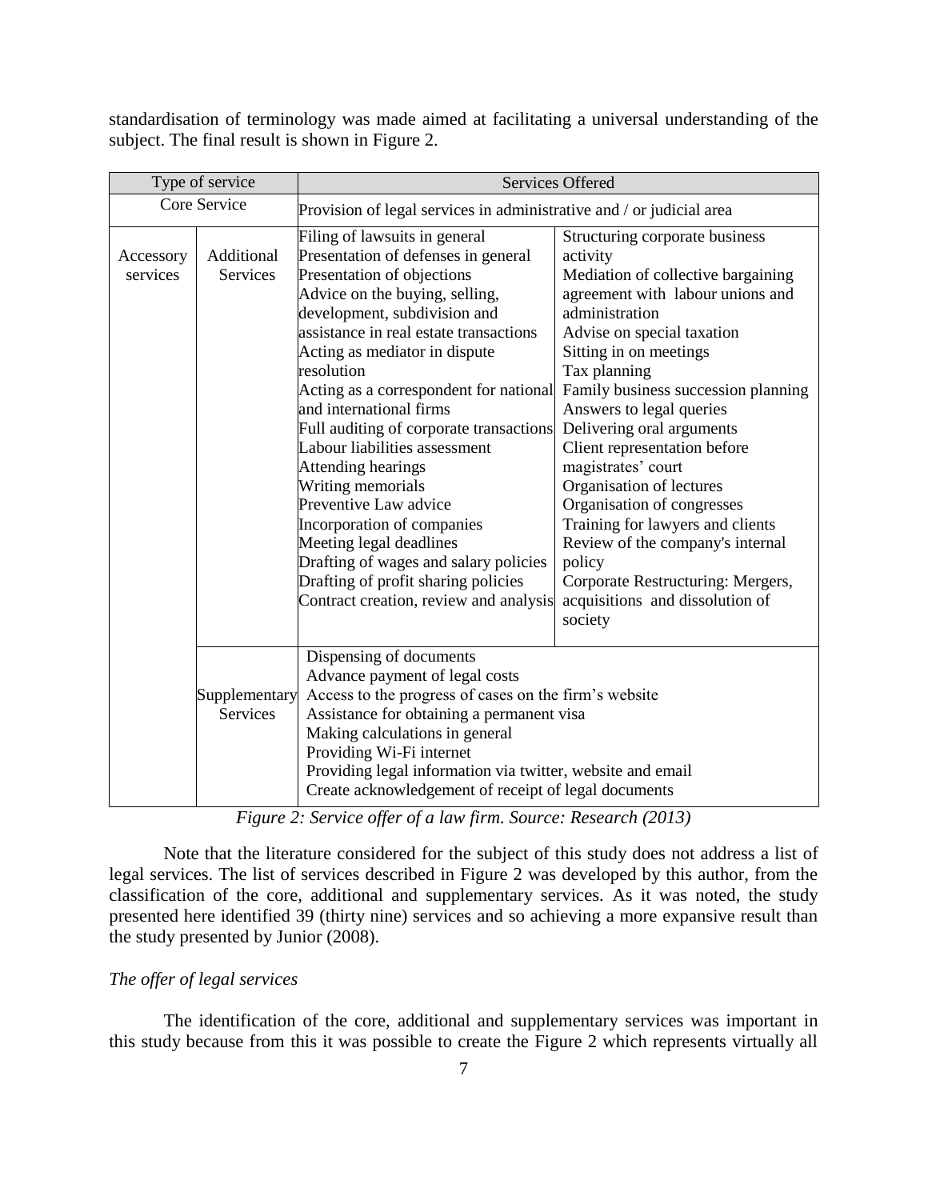standardisation of terminology was made aimed at facilitating a universal understanding of the subject. The final result is shown in Figure 2.

| Type of service | | Services Offered | |
|---|---|---|---|
| Core Service | | Provision of legal services in administrative and / or judicial area | |
| Accessory services | Additional Services | Filing of lawsuits in general<br>Presentation of defenses in general<br>Presentation of objections<br>Advice on the buying, selling, development, subdivision and assistance in real estate transactions<br>Acting as mediator in dispute resolution<br>Acting as a correspondent for national and international firms<br>Full auditing of corporate transactions<br>Labour liabilities assessment<br>Attending hearings<br>Writing memorials<br>Preventive Law advice<br>Incorporation of companies<br>Meeting legal deadlines<br>Drafting of wages and salary policies<br>Drafting of profit sharing policies<br>Contract creation, review and analysis | Structuring corporate business activity<br>Mediation of collective bargaining agreement with labour unions and administration<br>Advise on special taxation<br>Sitting in on meetings<br>Tax planning<br>Family business succession planning<br>Answers to legal queries<br>Delivering oral arguments<br>Client representation before magistrates' court<br>Organisation of lectures<br>Organisation of congresses<br>Training for lawyers and clients<br>Review of the company's internal policy<br>Corporate Restructuring: Mergers, acquisitions and dissolution of society |
| | Supplementary Services | Dispensing of documents<br>Advance payment of legal costs<br>Access to the progress of cases on the firm's website<br>Assistance for obtaining a permanent visa<br>Making calculations in general<br>Providing Wi-Fi internet<br>Providing legal information via twitter, website and email<br>Create acknowledgement of receipt of legal documents | |

*Figure 2: Service offer of a law firm. Source: Research (2013)*

Note that the literature considered for the subject of this study does not address a list of legal services. The list of services described in Figure 2 was developed by this author, from the classification of the core, additional and supplementary services. As it was noted, the study presented here identified 39 (thirty nine) services and so achieving a more expansive result than the study presented by Junior (2008).

*The offer of legal services*

The identification of the core, additional and supplementary services was important in this study because from this it was possible to create the Figure 2 which represents virtually all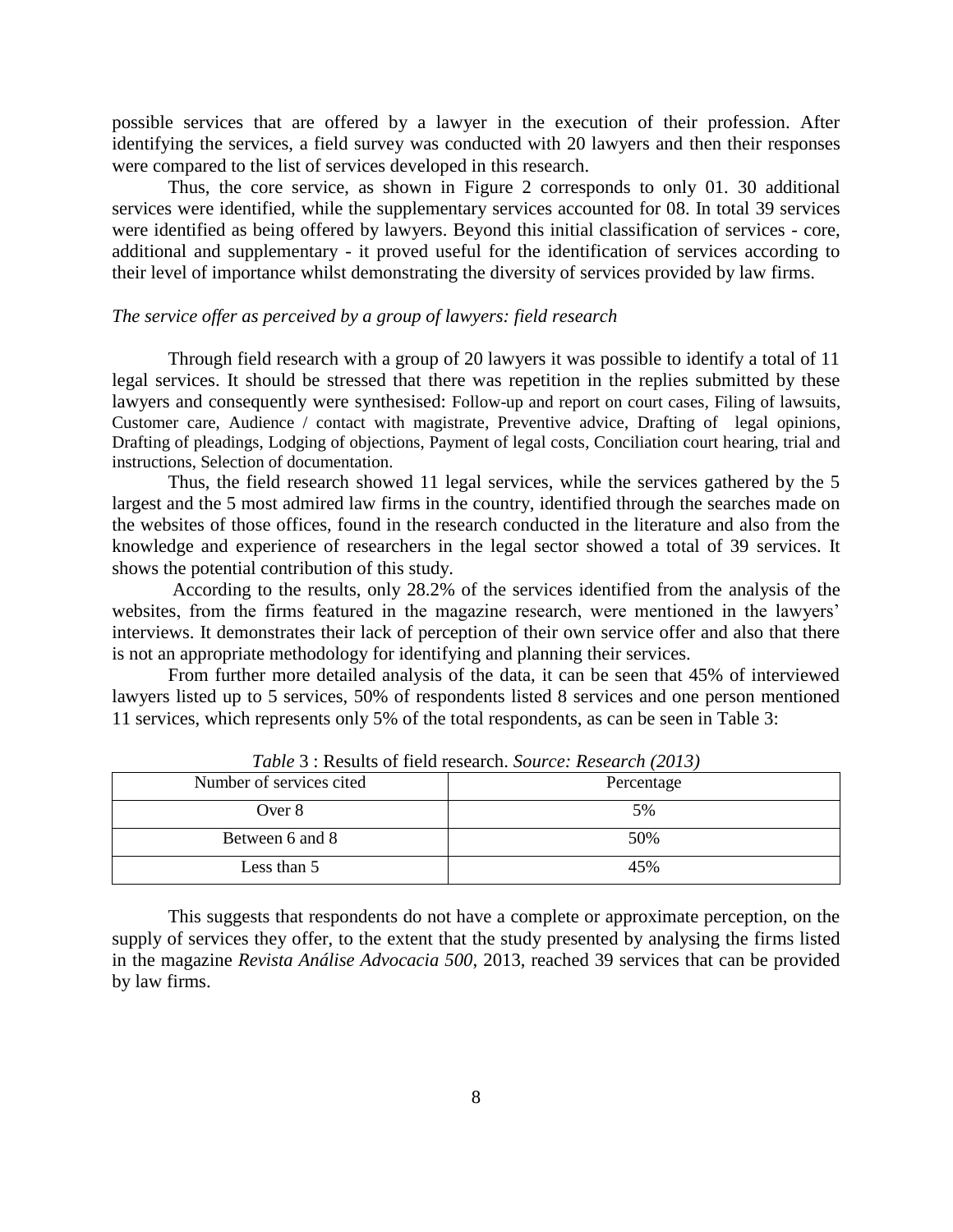possible services that are offered by a lawyer in the execution of their profession. After identifying the services, a field survey was conducted with 20 lawyers and then their responses were compared to the list of services developed in this research.

Thus, the core service, as shown in Figure 2 corresponds to only 01. 30 additional services were identified, while the supplementary services accounted for 08. In total 39 services were identified as being offered by lawyers. Beyond this initial classification of services - core, additional and supplementary - it proved useful for the identification of services according to their level of importance whilst demonstrating the diversity of services provided by law firms.

*The service offer as perceived by a group of lawyers: field research*

Through field research with a group of 20 lawyers it was possible to identify a total of 11 legal services. It should be stressed that there was repetition in the replies submitted by these lawyers and consequently were synthesised: Follow-up and report on court cases, Filing of lawsuits, Customer care, Audience / contact with magistrate, Preventive advice, Drafting of legal opinions, Drafting of pleadings, Lodging of objections, Payment of legal costs, Conciliation court hearing, trial and instructions, Selection of documentation.

Thus, the field research showed 11 legal services, while the services gathered by the 5 largest and the 5 most admired law firms in the country, identified through the searches made on the websites of those offices, found in the research conducted in the literature and also from the knowledge and experience of researchers in the legal sector showed a total of 39 services. It shows the potential contribution of this study.

According to the results, only 28.2% of the services identified from the analysis of the websites, from the firms featured in the magazine research, were mentioned in the lawyers' interviews. It demonstrates their lack of perception of their own service offer and also that there is not an appropriate methodology for identifying and planning their services.

From further more detailed analysis of the data, it can be seen that 45% of interviewed lawyers listed up to 5 services, 50% of respondents listed 8 services and one person mentioned 11 services, which represents only 5% of the total respondents, as can be seen in Table 3:

*Table* 3 : Results of field research. *Source: Research (2013)*

| Number of services cited | Percentage |
|---|---|
| Over 8 | 5% |
| Between 6 and 8 | 50% |
| Less than 5 | 45% |

This suggests that respondents do not have a complete or approximate perception, on the supply of services they offer, to the extent that the study presented by analysing the firms listed in the magazine *Revista Análise Advocacia 500*, 2013, reached 39 services that can be provided by law firms.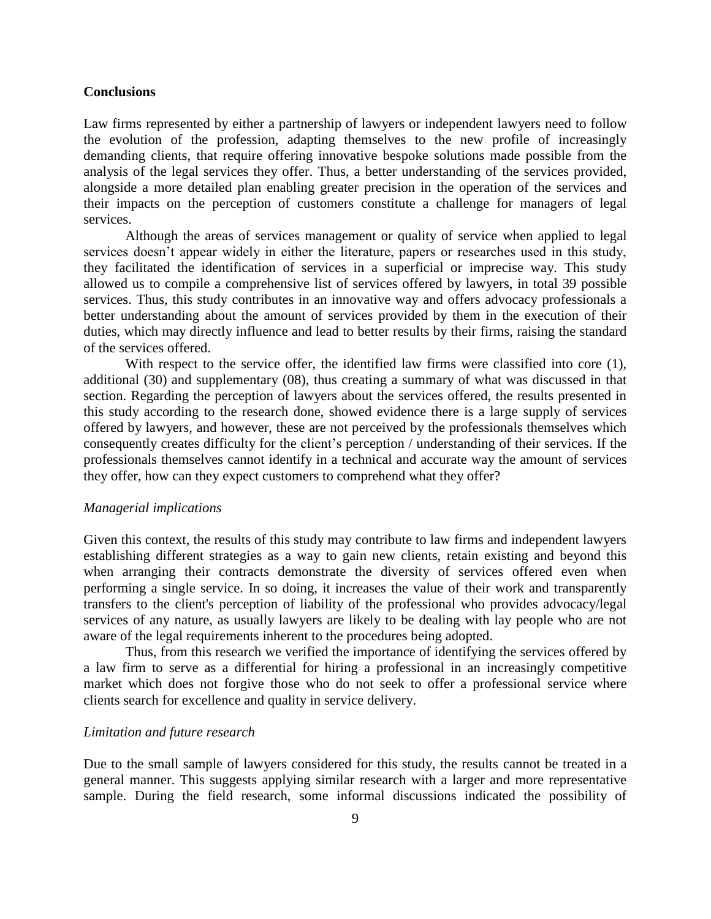## Conclusions

Law firms represented by either a partnership of lawyers or independent lawyers need to follow the evolution of the profession, adapting themselves to the new profile of increasingly demanding clients, that require offering innovative bespoke solutions made possible from the analysis of the legal services they offer. Thus, a better understanding of the services provided, alongside a more detailed plan enabling greater precision in the operation of the services and their impacts on the perception of customers constitute a challenge for managers of legal services.

Although the areas of services management or quality of service when applied to legal services doesn't appear widely in either the literature, papers or researches used in this study, they facilitated the identification of services in a superficial or imprecise way. This study allowed us to compile a comprehensive list of services offered by lawyers, in total 39 possible services. Thus, this study contributes in an innovative way and offers advocacy professionals a better understanding about the amount of services provided by them in the execution of their duties, which may directly influence and lead to better results by their firms, raising the standard of the services offered.

With respect to the service offer, the identified law firms were classified into core (1), additional (30) and supplementary (08), thus creating a summary of what was discussed in that section. Regarding the perception of lawyers about the services offered, the results presented in this study according to the research done, showed evidence there is a large supply of services offered by lawyers, and however, these are not perceived by the professionals themselves which consequently creates difficulty for the client's perception / understanding of their services. If the professionals themselves cannot identify in a technical and accurate way the amount of services they offer, how can they expect customers to comprehend what they offer?

### *Managerial implications*

Given this context, the results of this study may contribute to law firms and independent lawyers establishing different strategies as a way to gain new clients, retain existing and beyond this when arranging their contracts demonstrate the diversity of services offered even when performing a single service. In so doing, it increases the value of their work and transparently transfers to the client's perception of liability of the professional who provides advocacy/legal services of any nature, as usually lawyers are likely to be dealing with lay people who are not aware of the legal requirements inherent to the procedures being adopted.

Thus, from this research we verified the importance of identifying the services offered by a law firm to serve as a differential for hiring a professional in an increasingly competitive market which does not forgive those who do not seek to offer a professional service where clients search for excellence and quality in service delivery.

### *Limitation and future research*

Due to the small sample of lawyers considered for this study, the results cannot be treated in a general manner. This suggests applying similar research with a larger and more representative sample. During the field research, some informal discussions indicated the possibility of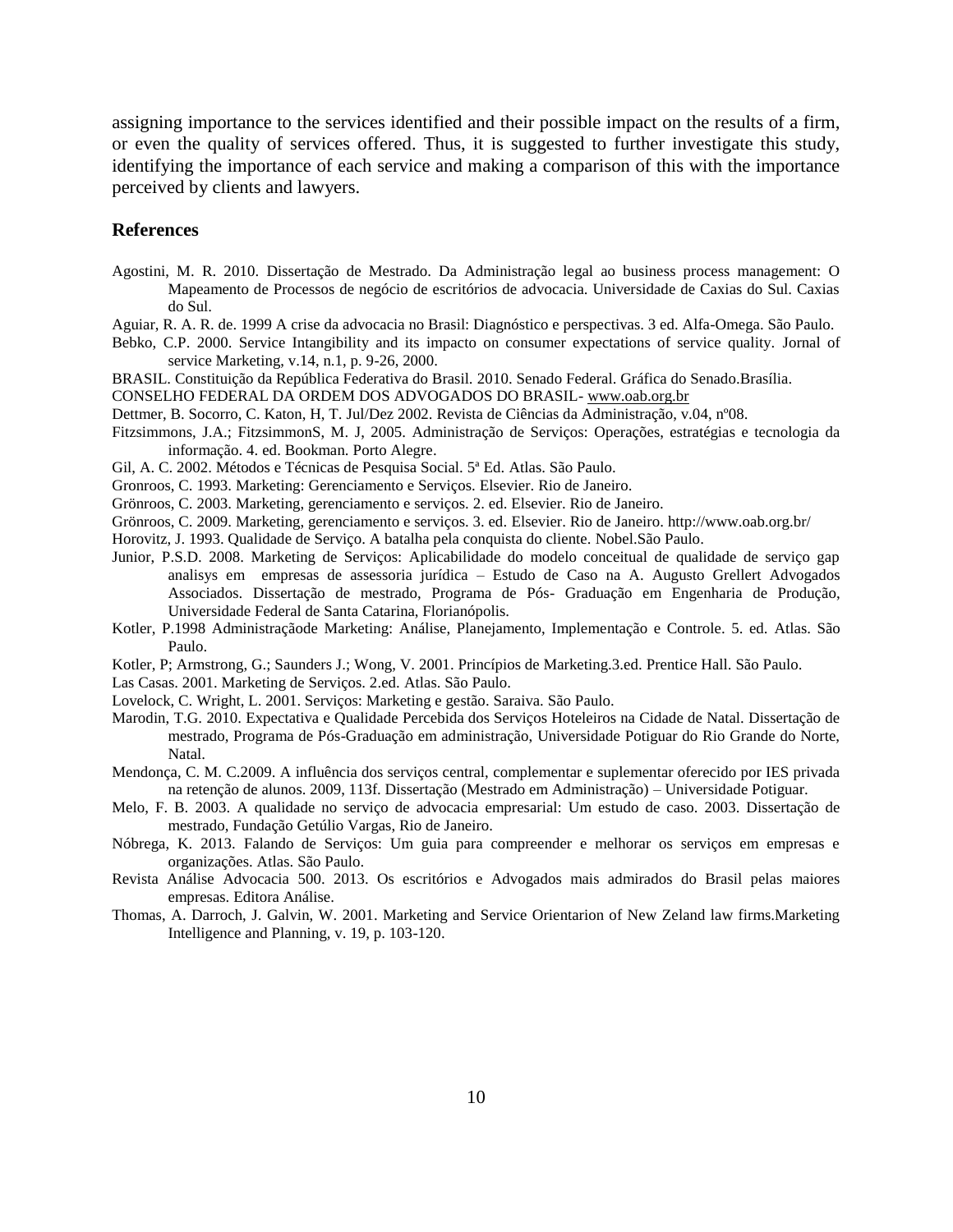assigning importance to the services identified and their possible impact on the results of a firm, or even the quality of services offered. Thus, it is suggested to further investigate this study, identifying the importance of each service and making a comparison of this with the importance perceived by clients and lawyers.

## References

Agostini, M. R. 2010. Dissertação de Mestrado. Da Administração legal ao business process management: O Mapeamento de Processos de negócio de escritórios de advocacia. Universidade de Caxias do Sul. Caxias do Sul.

Aguiar, R. A. R. de. 1999 A crise da advocacia no Brasil: Diagnóstico e perspectivas. 3 ed. Alfa-Omega. São Paulo.

Bebko, C.P. 2000. Service Intangibility and its impacto on consumer expectations of service quality. Jornal of service Marketing, v.14, n.1, p. 9-26, 2000.

BRASIL. Constituição da República Federativa do Brasil. 2010. Senado Federal. Gráfica do Senado.Brasília.

CONSELHO FEDERAL DA ORDEM DOS ADVOGADOS DO BRASIL- www.oab.org.br

Dettmer, B. Socorro, C. Katon, H, T. Jul/Dez 2002. Revista de Ciências da Administração, v.04, nº08.

Fitzsimmons, J.A.; FitzsimmonS, M. J, 2005. Administração de Serviços: Operações, estratégias e tecnologia da informação. 4. ed. Bookman. Porto Alegre.

Gil, A. C. 2002. Métodos e Técnicas de Pesquisa Social. 5ª Ed. Atlas. São Paulo.

Gronroos, C. 1993. Marketing: Gerenciamento e Serviços. Elsevier. Rio de Janeiro.

Grönroos, C. 2003. Marketing, gerenciamento e serviços. 2. ed. Elsevier. Rio de Janeiro.

Grönroos, C. 2009. Marketing, gerenciamento e serviços. 3. ed. Elsevier. Rio de Janeiro. http://www.oab.org.br/

Horovitz, J. 1993. Qualidade de Serviço. A batalha pela conquista do cliente. Nobel.São Paulo.

Junior, P.S.D. 2008. Marketing de Serviços: Aplicabilidade do modelo conceitual de qualidade de serviço gap analisys em empresas de assessoria jurídica – Estudo de Caso na A. Augusto Grellert Advogados Associados. Dissertação de mestrado, Programa de Pós- Graduação em Engenharia de Produção, Universidade Federal de Santa Catarina, Florianópolis.

Kotler, P.1998 Administraçãode Marketing: Análise, Planejamento, Implementação e Controle. 5. ed. Atlas. São Paulo.

Kotler, P; Armstrong, G.; Saunders J.; Wong, V. 2001. Princípios de Marketing.3.ed. Prentice Hall. São Paulo.

Las Casas. 2001. Marketing de Serviços. 2.ed. Atlas. São Paulo.

Lovelock, C. Wright, L. 2001. Serviços: Marketing e gestão. Saraiva. São Paulo.

Marodin, T.G. 2010. Expectativa e Qualidade Percebida dos Serviços Hoteleiros na Cidade de Natal. Dissertação de mestrado, Programa de Pós-Graduação em administração, Universidade Potiguar do Rio Grande do Norte, Natal.

Mendonça, C. M. C.2009. A influência dos serviços central, complementar e suplementar oferecido por IES privada na retenção de alunos. 2009, 113f. Dissertação (Mestrado em Administração) – Universidade Potiguar.

Melo, F. B. 2003. A qualidade no serviço de advocacia empresarial: Um estudo de caso. 2003. Dissertação de mestrado, Fundação Getúlio Vargas, Rio de Janeiro.

Nóbrega, K. 2013. Falando de Serviços: Um guia para compreender e melhorar os serviços em empresas e organizações. Atlas. São Paulo.

Revista Análise Advocacia 500. 2013. Os escritórios e Advogados mais admirados do Brasil pelas maiores empresas. Editora Análise.

Thomas, A. Darroch, J. Galvin, W. 2001. Marketing and Service Orientarion of New Zeland law firms.Marketing Intelligence and Planning, v. 19, p. 103-120.